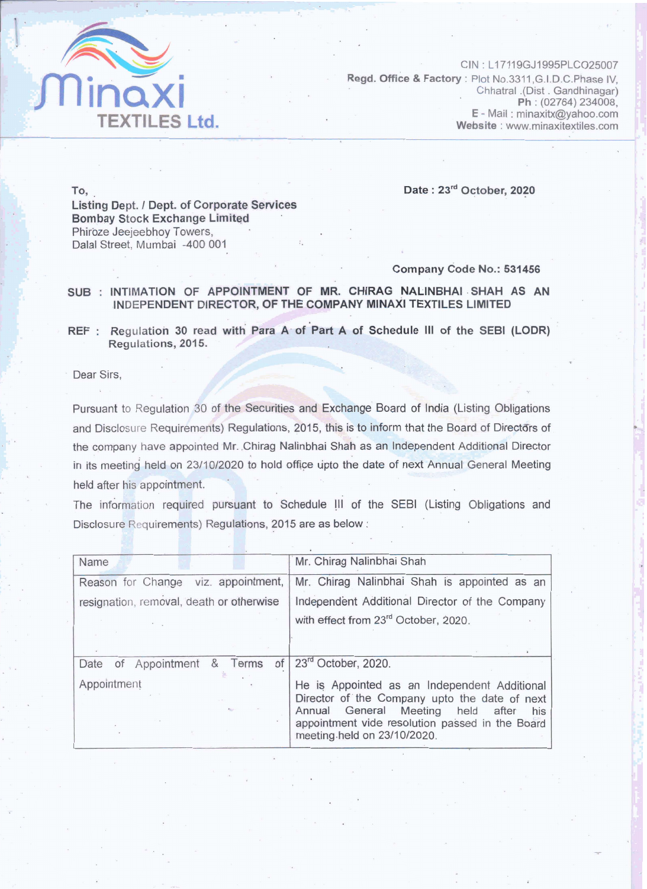**Minaxi TEXTILES Ltd.**

CIN : L17119GJ1995PLC025007
**Regd. Office & Factory** : Plot No.3311,G.I.D.C.Phase IV, Chhatral .(Dist . Gandhinagar)
**Ph** : (02764) 234008,
**E - Mail** : minaxitx@yahoo.com
**Website** : www.minaxitextiles.com

To,
**Listing Dept. / Dept. of Corporate Services**
**Bombay Stock Exchange Limited**
Phiroze Jeejeebhoy Towers,
Dalal Street, Mumbai -400 001

**Date : 23rd October, 2020**

**Company Code No.: 531456**

**SUB : INTIMATION OF APPOINTMENT OF MR. CHIRAG NALINBHAI SHAH AS AN INDEPENDENT DIRECTOR, OF THE COMPANY MINAXI TEXTILES LIMITED**

**REF : Regulation 30 read with Para A of Part A of Schedule III of the SEBI (LODR) Regulations, 2015.**

Dear Sirs,

Pursuant to Regulation 30 of the Securities and Exchange Board of India (Listing Obligations and Disclosure Requirements) Regulations, 2015, this is to inform that the Board of Directors of the company have appointed Mr. Chirag Nalinbhai Shah as an Independent Additional Director in its meeting held on 23/10/2020 to hold office upto the date of next Annual General Meeting held after his appointment.

The information required pursuant to Schedule III of the SEBI (Listing Obligations and Disclosure Requirements) Regulations, 2015 are as below :

| Name | Mr. Chirag Nalinbhai Shah |
|---|---|
| Reason for Change viz. appointment, resignation, removal, death or otherwise | Mr. Chirag Nalinbhai Shah is appointed as an Independent Additional Director of the Company with effect from 23rd October, 2020. |
| Date of Appointment & Terms of Appointment | 23rd October, 2020. He is Appointed as an Independent Additional Director of the Company upto the date of next Annual General Meeting held after his appointment vide resolution passed in the Board meeting held on 23/10/2020. |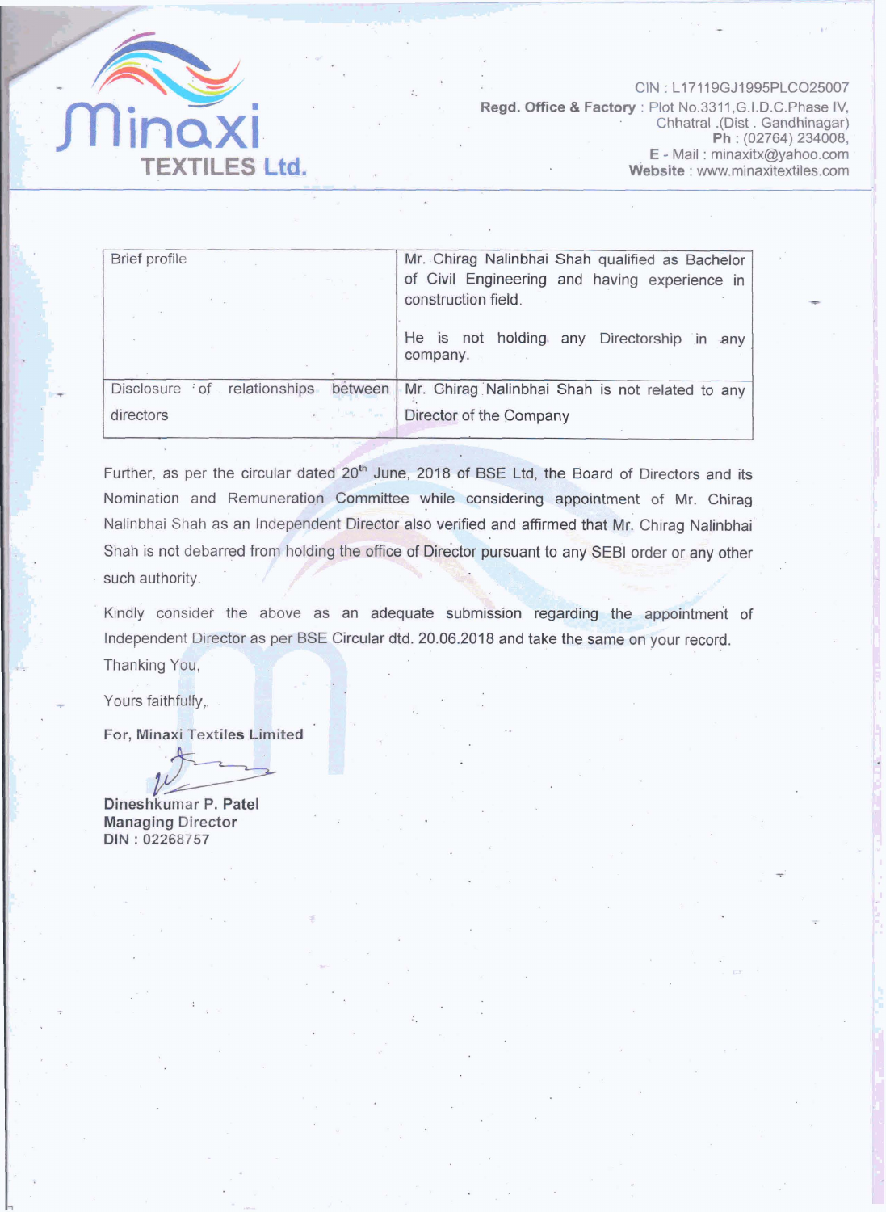Minaxi TEXTILES Ltd.

CIN : L17119GJ1995PLCO25007
**Regd. Office & Factory** : Plot No.3311,G.I.D.C.Phase IV, Chhatral .(Dist . Gandhinagar)
**Ph** : (02764) 234008,
**E** - Mail : minaxitx@yahoo.com
**Website** : www.minaxitextiles.com

| | |
|---|---|
| Brief profile | Mr. Chirag Nalinbhai Shah qualified as Bachelor of Civil Engineering and having experience in construction field.<br><br>He is not holding any Directorship in any company. |
| Disclosure of relationships between directors | Mr. Chirag Nalinbhai Shah is not related to any Director of the Company |

Further, as per the circular dated 20th June, 2018 of BSE Ltd, the Board of Directors and its Nomination and Remuneration Committee while considering appointment of Mr. Chirag Nalinbhai Shah as an Independent Director also verified and affirmed that Mr. Chirag Nalinbhai Shah is not debarred from holding the office of Director pursuant to any SEBI order or any other such authority.

Kindly consider the above as an adequate submission regarding the appointment of Independent Director as per BSE Circular dtd. 20.06.2018 and take the same on your record.

Thanking You,

Yours faithfully,

**For, Minaxi Textiles Limited**

**Dineshkumar P. Patel**
**Managing Director**
**DIN : 02268757**